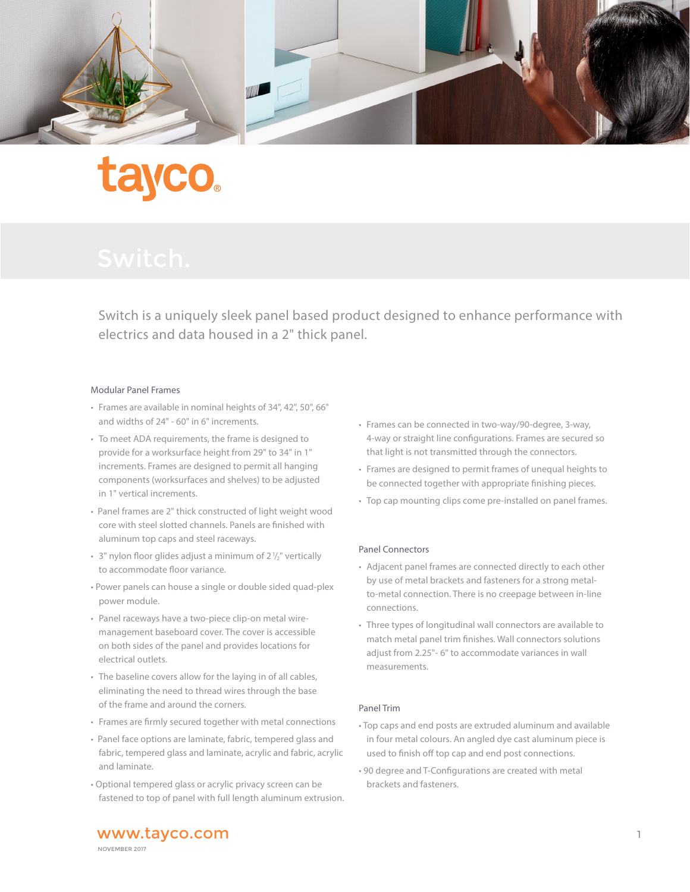tayco®

# Switch.

Switch is a uniquely sleek panel based product designed to enhance performance with electrics and data housed in a 2" thick panel.

## Modular Panel Frames

- Frames are available in nominal heights of 34", 42", 50", 66" and widths of 24" - 60" in 6" increments.
- To meet ADA requirements, the frame is designed to provide for a worksurface height from 29" to 34" in 1" increments. Frames are designed to permit all hanging components (worksurfaces and shelves) to be adjusted in 1" vertical increments.
- Panel frames are 2" thick constructed of light weight wood core with steel slotted channels. Panels are finished with aluminum top caps and steel raceways.
- 3" nylon floor glides adjust a minimum of 2 ½" vertically to accommodate floor variance.
- Power panels can house a single or double sided quad-plex power module.
- Panel raceways have a two-piece clip-on metal wire-management baseboard cover. The cover is accessible on both sides of the panel and provides locations for electrical outlets.
- The baseline covers allow for the laying in of all cables, eliminating the need to thread wires through the base of the frame and around the corners.
- Frames are firmly secured together with metal connections
- Panel face options are laminate, fabric, tempered glass and fabric, tempered glass and laminate, acrylic and fabric, acrylic and laminate.
- Optional tempered glass or acrylic privacy screen can be fastened to top of panel with full length aluminum extrusion.
- Frames can be connected in two-way/90-degree, 3-way, 4-way or straight line configurations. Frames are secured so that light is not transmitted through the connectors.
- Frames are designed to permit frames of unequal heights to be connected together with appropriate finishing pieces.
- Top cap mounting clips come pre-installed on panel frames.

## Panel Connectors

- Adjacent panel frames are connected directly to each other by use of metal brackets and fasteners for a strong metal-to-metal connection. There is no creepage between in-line connections.
- Three types of longitudinal wall connectors are available to match metal panel trim finishes. Wall connectors solutions adjust from 2.25"- 6" to accommodate variances in wall measurements.

## Panel Trim

- Top caps and end posts are extruded aluminum and available in four metal colours. An angled dye cast aluminum piece is used to finish off top cap and end post connections.
- 90 degree and T-Configurations are created with metal brackets and fasteners.

www.tayco.com

NOVEMBER 2017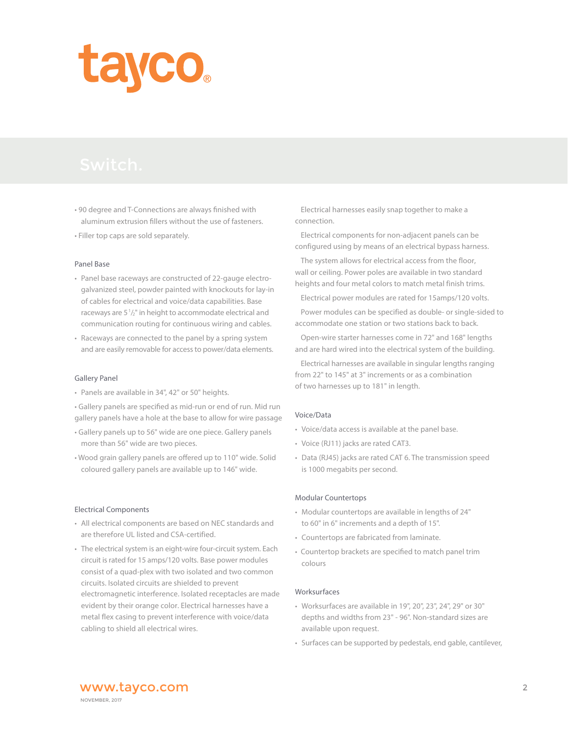tayco®

# Switch.

- 90 degree and T-Connections are always finished with aluminum extrusion fillers without the use of fasteners.
- Filler top caps are sold separately.

### Panel Base

- Panel base raceways are constructed of 22-gauge electro-galvanized steel, powder painted with knockouts for lay-in of cables for electrical and voice/data capabilities. Base raceways are 5 1/2" in height to accommodate electrical and communication routing for continuous wiring and cables.
- Raceways are connected to the panel by a spring system and are easily removable for access to power/data elements.

### Gallery Panel

- Panels are available in 34", 42" or 50" heights.
- Gallery panels are specified as mid-run or end of run. Mid run gallery panels have a hole at the base to allow for wire passage
- Gallery panels up to 56" wide are one piece. Gallery panels more than 56" wide are two pieces.
- Wood grain gallery panels are offered up to 110" wide. Solid coloured gallery panels are available up to 146" wide.

### Electrical Components

- All electrical components are based on NEC standards and are therefore UL listed and CSA-certified.
- The electrical system is an eight-wire four-circuit system. Each circuit is rated for 15 amps/120 volts. Base power modules consist of a quad-plex with two isolated and two common circuits. Isolated circuits are shielded to prevent electromagnetic interference. Isolated receptacles are made evident by their orange color. Electrical harnesses have a metal flex casing to prevent interference with voice/data cabling to shield all electrical wires.

Electrical harnesses easily snap together to make a connection.

Electrical components for non-adjacent panels can be configured using by means of an electrical bypass harness.

The system allows for electrical access from the floor, wall or ceiling. Power poles are available in two standard heights and four metal colors to match metal finish trims.

Electrical power modules are rated for 15amps/120 volts.

Power modules can be specified as double- or single-sided to accommodate one station or two stations back to back.

Open-wire starter harnesses come in 72" and 168" lengths and are hard wired into the electrical system of the building.

Electrical harnesses are available in singular lengths ranging from 22" to 145" at 3" increments or as a combination of two harnesses up to 181" in length.

### Voice/Data

- Voice/data access is available at the panel base.
- Voice (RJ11) jacks are rated CAT3.
- Data (RJ45) jacks are rated CAT 6. The transmission speed is 1000 megabits per second.

### Modular Countertops

- Modular countertops are available in lengths of 24" to 60" in 6" increments and a depth of 15".
- Countertops are fabricated from laminate.
- Countertop brackets are specified to match panel trim colours

### Worksurfaces

- Worksurfaces are available in 19", 20", 23", 24", 29" or 30" depths and widths from 23" - 96". Non-standard sizes are available upon request.
- Surfaces can be supported by pedestals, end gable, cantilever,

www.tayco.com
NOVEMBER, 2017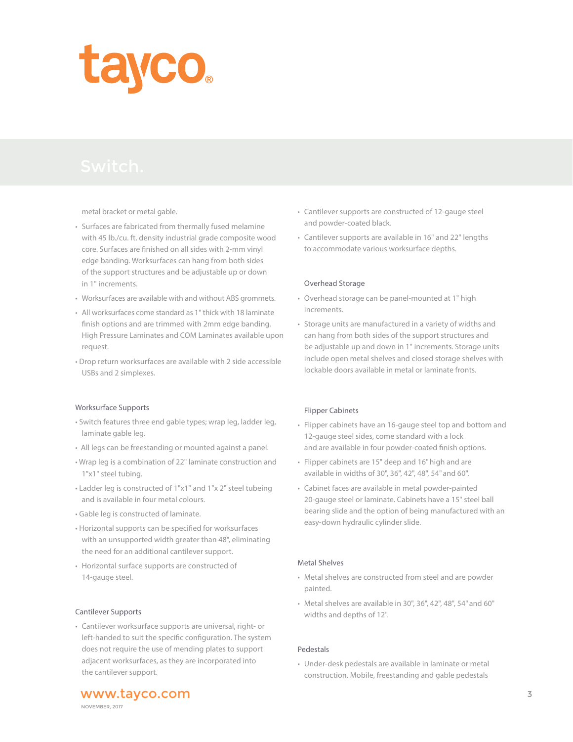tayco®

# Switch.

metal bracket or metal gable.

- Surfaces are fabricated from thermally fused melamine with 45 lb./cu. ft. density industrial grade composite wood core. Surfaces are finished on all sides with 2-mm vinyl edge banding. Worksurfaces can hang from both sides of the support structures and be adjustable up or down in 1" increments.
- Worksurfaces are available with and without ABS grommets.
- All worksurfaces come standard as 1" thick with 18 laminate finish options and are trimmed with 2mm edge banding. High Pressure Laminates and COM Laminates available upon request.
- Drop return worksurfaces are available with 2 side accessible USBs and 2 simplexes.

### Worksurface Supports

- Switch features three end gable types; wrap leg, ladder leg, laminate gable leg.
- All legs can be freestanding or mounted against a panel.
- Wrap leg is a combination of 22" laminate construction and 1"x1" steel tubing.
- Ladder leg is constructed of 1"x1" and 1"x 2" steel tubeing and is available in four metal colours.
- Gable leg is constructed of laminate.
- Horizontal supports can be specified for worksurfaces with an unsupported width greater than 48", eliminating the need for an additional cantilever support.
- Horizontal surface supports are constructed of 14-gauge steel.

### Cantilever Supports

- Cantilever worksurface supports are universal, right- or left-handed to suit the specific configuration. The system does not require the use of mending plates to support adjacent worksurfaces, as they are incorporated into the cantilever support.
- Cantilever supports are constructed of 12-gauge steel and powder-coated black.
- Cantilever supports are available in 16" and 22" lengths to accommodate various worksurface depths.

### Overhead Storage

- Overhead storage can be panel-mounted at 1" high increments.
- Storage units are manufactured in a variety of widths and can hang from both sides of the support structures and be adjustable up and down in 1" increments. Storage units include open metal shelves and closed storage shelves with lockable doors available in metal or laminate fronts.

### Flipper Cabinets

- Flipper cabinets have an 16-gauge steel top and bottom and 12-gauge steel sides, come standard with a lock and are available in four powder-coated finish options.
- Flipper cabinets are 15" deep and 16" high and are available in widths of 30", 36", 42", 48", 54" and 60".
- Cabinet faces are available in metal powder-painted 20-gauge steel or laminate. Cabinets have a 15" steel ball bearing slide and the option of being manufactured with an easy-down hydraulic cylinder slide.

### Metal Shelves

- Metal shelves are constructed from steel and are powder painted.
- Metal shelves are available in 30", 36", 42", 48", 54" and 60" widths and depths of 12".

### Pedestals

- Under-desk pedestals are available in laminate or metal construction. Mobile, freestanding and gable pedestals

www.tayco.com

NOVEMBER, 2017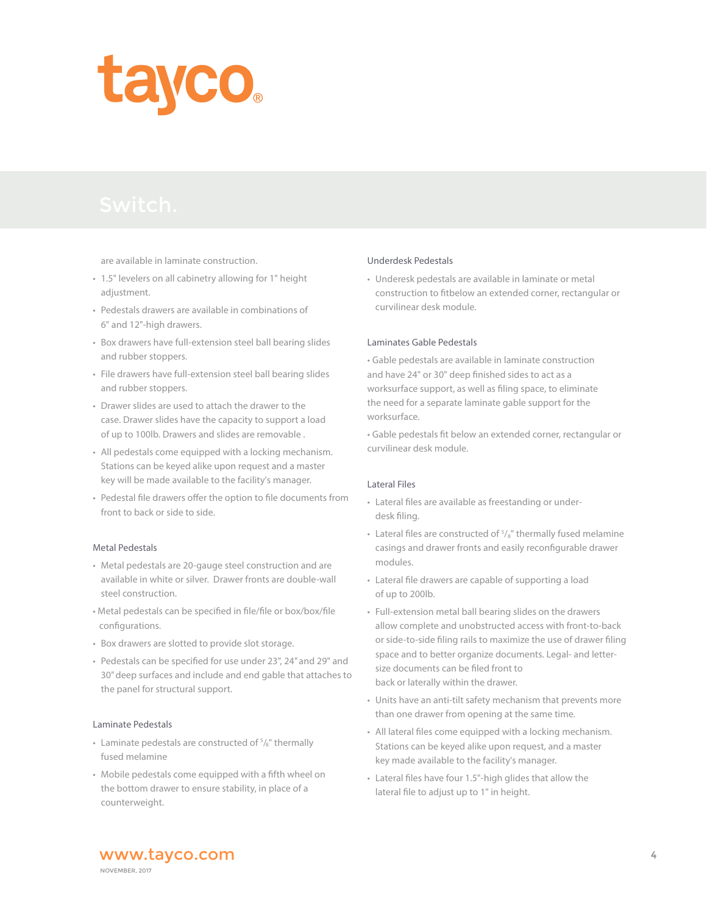# tayco®

## Switch.

are available in laminate construction.

- 1.5" levelers on all cabinetry allowing for 1" height adjustment.
- Pedestals drawers are available in combinations of 6" and 12"-high drawers.
- Box drawers have full-extension steel ball bearing slides and rubber stoppers.
- File drawers have full-extension steel ball bearing slides and rubber stoppers.
- Drawer slides are used to attach the drawer to the case. Drawer slides have the capacity to support a load of up to 100lb. Drawers and slides are removable .
- All pedestals come equipped with a locking mechanism. Stations can be keyed alike upon request and a master key will be made available to the facility's manager.
- Pedestal file drawers offer the option to file documents from front to back or side to side.

### Metal Pedestals

- Metal pedestals are 20-gauge steel construction and are available in white or silver. Drawer fronts are double-wall steel construction.
- Metal pedestals can be specified in file/file or box/box/file configurations.
- Box drawers are slotted to provide slot storage.
- Pedestals can be specified for use under 23", 24" and 29" and 30" deep surfaces and include and end gable that attaches to the panel for structural support.

### Laminate Pedestals

- Laminate pedestals are constructed of 5/8" thermally fused melamine
- Mobile pedestals come equipped with a fifth wheel on the bottom drawer to ensure stability, in place of a counterweight.

### Underdesk Pedestals

- Underesk pedestals are available in laminate or metal construction to fitbelow an extended corner, rectangular or curvilinear desk module.

### Laminates Gable Pedestals

- Gable pedestals are available in laminate construction and have 24" or 30" deep finished sides to act as a worksurface support, as well as filing space, to eliminate the need for a separate laminate gable support for the worksurface.
- Gable pedestals fit below an extended corner, rectangular or curvilinear desk module.

### Lateral Files

- Lateral files are available as freestanding or under-desk filing.
- Lateral files are constructed of 5/8" thermally fused melamine casings and drawer fronts and easily reconfigurable drawer modules.
- Lateral file drawers are capable of supporting a load of up to 200lb.
- Full-extension metal ball bearing slides on the drawers allow complete and unobstructed access with front-to-back or side-to-side filing rails to maximize the use of drawer filing space and to better organize documents. Legal- and letter-size documents can be filed front to back or laterally within the drawer.
- Units have an anti-tilt safety mechanism that prevents more than one drawer from opening at the same time.
- All lateral files come equipped with a locking mechanism. Stations can be keyed alike upon request, and a master key made available to the facility's manager.
- Lateral files have four 1.5"-high glides that allow the lateral file to adjust up to 1" in height.

www.tayco.com
NOVEMBER, 2017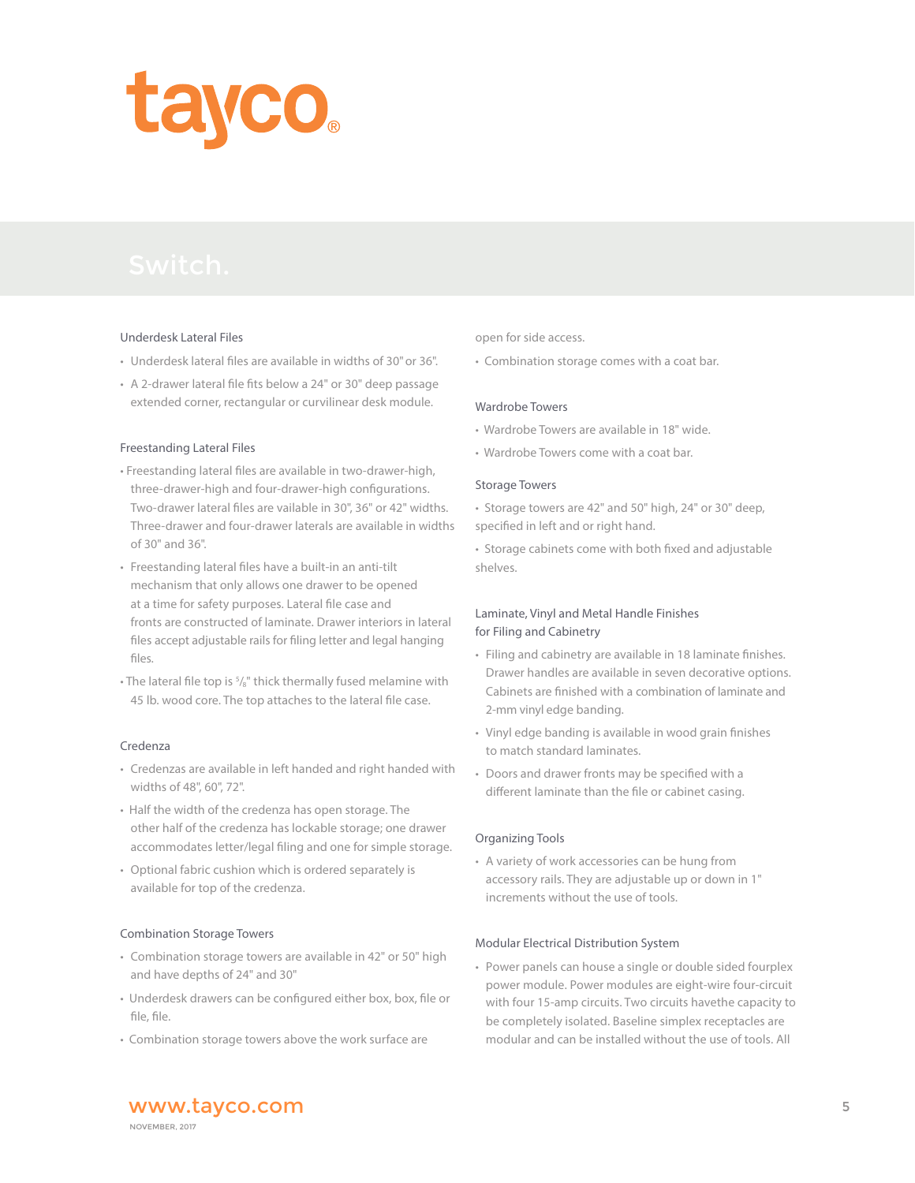tayco®

# Switch.

### Underdesk Lateral Files

- Underdesk lateral files are available in widths of 30" or 36".
- A 2-drawer lateral file fits below a 24" or 30" deep passage extended corner, rectangular or curvilinear desk module.

### Freestanding Lateral Files

- Freestanding lateral files are available in two-drawer-high, three-drawer-high and four-drawer-high configurations. Two-drawer lateral files are valable in 30", 36" or 42" widths. Three-drawer and four-drawer laterals are available in widths of 30" and 36".
- Freestanding lateral files have a built-in an anti-tilt mechanism that only allows one drawer to be opened at a time for safety purposes. Lateral file case and fronts are constructed of laminate. Drawer interiors in lateral files accept adjustable rails for filing letter and legal hanging files.
- The lateral file top is 5/8" thick thermally fused melamine with 45 lb. wood core. The top attaches to the lateral file case.

### Credenza

- Credenzas are available in left handed and right handed with widths of 48", 60", 72".
- Half the width of the credenza has open storage. The other half of the credenza has lockable storage; one drawer accommodates letter/legal filing and one for simple storage.
- Optional fabric cushion which is ordered separately is available for top of the credenza.

### Combination Storage Towers

- Combination storage towers are available in 42" or 50" high and have depths of 24" and 30"
- Underdesk drawers can be configured either box, box, file or file, file.
- Combination storage towers above the work surface are open for side access.
- Combination storage comes with a coat bar.

### Wardrobe Towers

- Wardrobe Towers are available in 18" wide.
- Wardrobe Towers come with a coat bar.

### Storage Towers

- Storage towers are 42" and 50" high, 24" or 30" deep, specified in left and or right hand.
- Storage cabinets come with both fixed and adjustable shelves.

### Laminate, Vinyl and Metal Handle Finishes for Filing and Cabinetry

- Filing and cabinetry are available in 18 laminate finishes. Drawer handles are available in seven decorative options. Cabinets are finished with a combination of laminate and 2-mm vinyl edge banding.
- Vinyl edge banding is available in wood grain finishes to match standard laminates.
- Doors and drawer fronts may be specified with a different laminate than the file or cabinet casing.

### Organizing Tools

- A variety of work accessories can be hung from accessory rails. They are adjustable up or down in 1" increments without the use of tools.

### Modular Electrical Distribution System

- Power panels can house a single or double sided fourplex power module. Power modules are eight-wire four-circuit with four 15-amp circuits. Two circuits havethe capacity to be completely isolated. Baseline simplex receptacles are modular and can be installed without the use of tools. All

www.tayco.com

NOVEMBER, 2017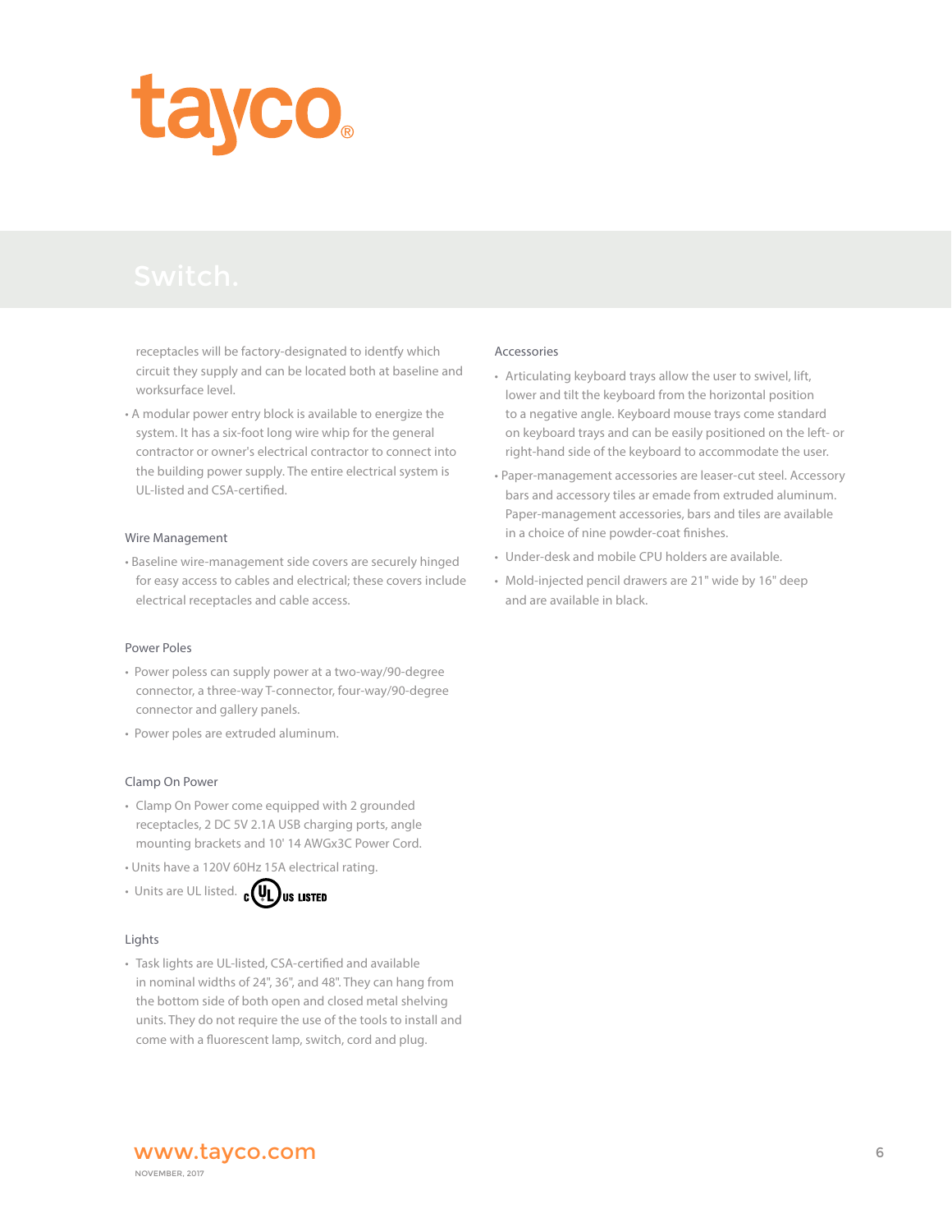# tayco®

## Switch.

receptacles will be factory-designated to identfy which circuit they supply and can be located both at baseline and worksurface level.

- A modular power entry block is available to energize the system. It has a six-foot long wire whip for the general contractor or owner's electrical contractor to connect into the building power supply. The entire electrical system is UL-listed and CSA-certified.

### Wire Management

- Baseline wire-management side covers are securely hinged for easy access to cables and electrical; these covers include electrical receptacles and cable access.

### Power Poles

- Power poless can supply power at a two-way/90-degree connector, a three-way T-connector, four-way/90-degree connector and gallery panels.
- Power poles are extruded aluminum.

### Clamp On Power

- Clamp On Power come equipped with 2 grounded receptacles, 2 DC 5V 2.1A USB charging ports, angle mounting brackets and 10' 14 AWGx3C Power Cord.
- Units have a 120V 60Hz 15A electrical rating.
- Units are UL listed. c UL US LISTED

### Lights

- Task lights are UL-listed, CSA-certified and available in nominal widths of 24", 36", and 48". They can hang from the bottom side of both open and closed metal shelving units. They do not require the use of the tools to install and come with a fluorescent lamp, switch, cord and plug.

### Accessories

- Articulating keyboard trays allow the user to swivel, lift, lower and tilt the keyboard from the horizontal position to a negative angle. Keyboard mouse trays come standard on keyboard trays and can be easily positioned on the left- or right-hand side of the keyboard to accommodate the user.
- Paper-management accessories are leaser-cut steel. Accessory bars and accessory tiles ar emade from extruded aluminum. Paper-management accessories, bars and tiles are available in a choice of nine powder-coat finishes.
- Under-desk and mobile CPU holders are available.
- Mold-injected pencil drawers are 21" wide by 16" deep and are available in black.

www.tayco.com

NOVEMBER, 2017